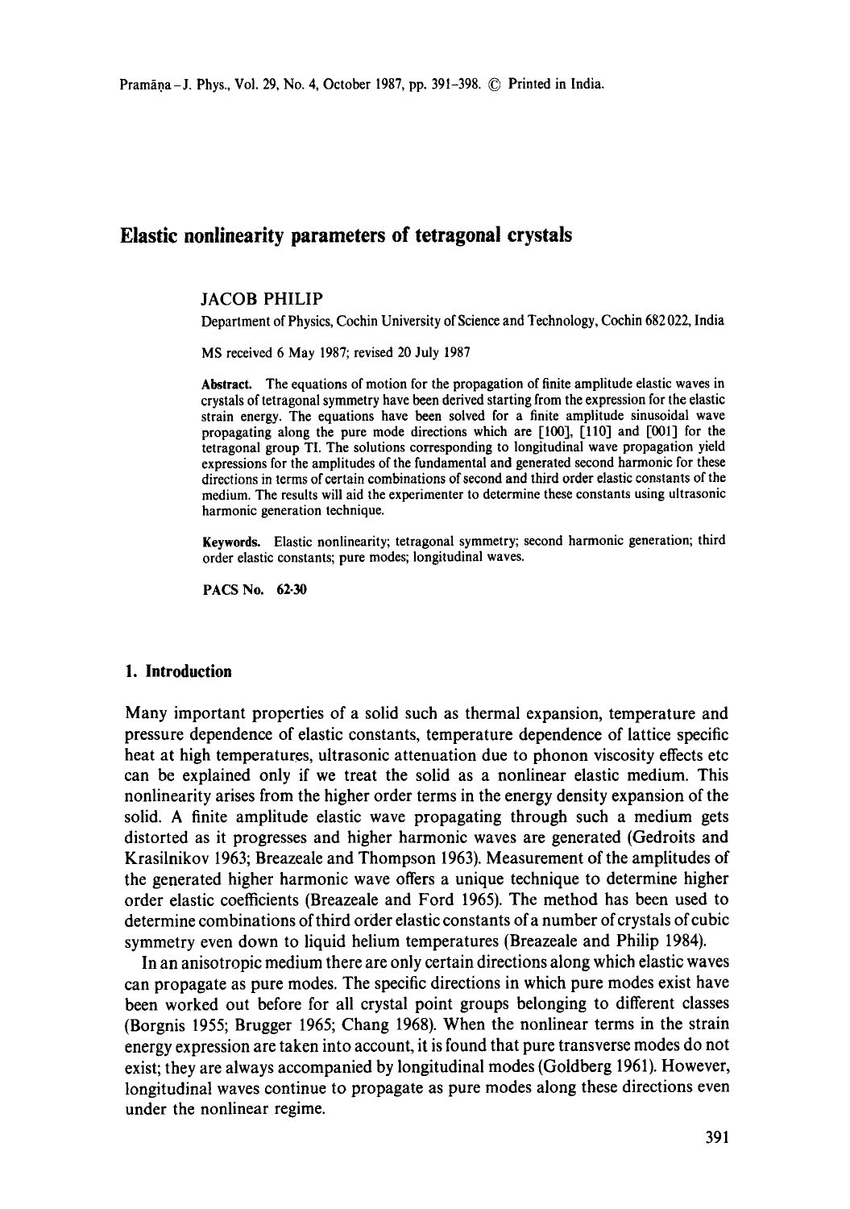# Elastic nonlinearity parameters of tetragonal crystals

JACOB PHILIP

Department of Physics, Cochin University of Science and Technology, Cochin 682 022, India

MS received 6 May 1987; revised 20 July 1987

**Abstract.** The equations of motion for the propagation of finite amplitude elastic waves in crystals of tetragonal symmetry have been derived starting from the expression for the elastic strain energy. The equations have been solved for a finite amplitude sinusoidal wave propagating along the pure mode directions which are [100], [110] and [001] for the tetragonal group TI. The solutions corresponding to longitudinal wave propagation yield expressions for the amplitudes of the fundamental and generated second harmonic for these directions in terms of certain combinations of second and third order elastic constants of the medium. The results will aid the experimenter to determine these constants using ultrasonic harmonic generation technique.

**Keywords.** Elastic nonlinearity; tetragonal symmetry; second harmonic generation; third order elastic constants; pure modes; longitudinal waves.

**PACS No.** 62·30

## 1. Introduction

Many important properties of a solid such as thermal expansion, temperature and pressure dependence of elastic constants, temperature dependence of lattice specific heat at high temperatures, ultrasonic attenuation due to phonon viscosity effects etc can be explained only if we treat the solid as a nonlinear elastic medium. This nonlinearity arises from the higher order terms in the energy density expansion of the solid. A finite amplitude elastic wave propagating through such a medium gets distorted as it progresses and higher harmonic waves are generated (Gedroits and Krasilnikov 1963; Breazeale and Thompson 1963). Measurement of the amplitudes of the generated higher harmonic wave offers a unique technique to determine higher order elastic coefficients (Breazeale and Ford 1965). The method has been used to determine combinations of third order elastic constants of a number of crystals of cubic symmetry even down to liquid helium temperatures (Breazeale and Philip 1984).

In an anisotropic medium there are only certain directions along which elastic waves can propagate as pure modes. The specific directions in which pure modes exist have been worked out before for all crystal point groups belonging to different classes (Borgnis 1955; Brugger 1965; Chang 1968). When the nonlinear terms in the strain energy expression are taken into account, it is found that pure transverse modes do not exist; they are always accompanied by longitudinal modes (Goldberg 1961). However, longitudinal waves continue to propagate as pure modes along these directions even under the nonlinear regime.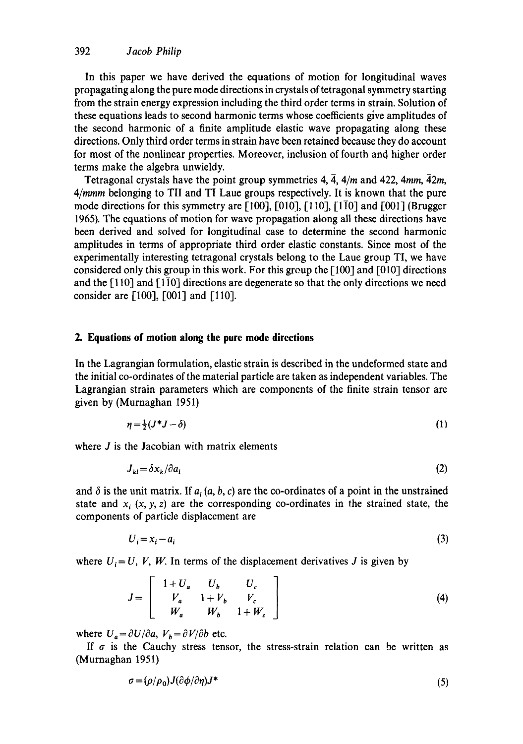In this paper we have derived the equations of motion for longitudinal waves propagating along the pure mode directions in crystals of tetragonal symmetry starting from the strain energy expression including the third order terms in strain. Solution of these equations leads to second harmonic terms whose coefficients give amplitudes of the second harmonic of a finite amplitude elastic wave propagating along these directions. Only third order terms in strain have been retained because they do account for most of the nonlinear properties. Moreover, inclusion of fourth and higher order terms make the algebra unwieldy.

Tetragonal crystals have the point group symmetries 4, $\bar{4}$, $4/m$ and 422, $4mm$, $\bar{4}2m$, $4/mmm$ belonging to TII and TI Laue groups respectively. It is known that the pure mode directions for this symmetry are [100], [010], [110], [1$\bar{1}$0] and [001] (Brugger 1965). The equations of motion for wave propagation along all these directions have been derived and solved for longitudinal case to determine the second harmonic amplitudes in terms of appropriate third order elastic constants. Since most of the experimentally interesting tetragonal crystals belong to the Laue group TI, we have considered only this group in this work. For this group the [100] and [010] directions and the [110] and [1$\bar{1}$0] directions are degenerate so that the only directions we need consider are [100], [001] and [110].

## 2. Equations of motion along the pure mode directions

In the Lagrangian formulation, elastic strain is described in the undeformed state and the initial co-ordinates of the material particle are taken as independent variables. The Lagrangian strain parameters which are components of the finite strain tensor are given by (Murnaghan 1951)

$$\eta = \tfrac{1}{2}(J^*J - \delta) \tag{1}$$

where $J$ is the Jacobian with matrix elements

$$J_{kl} = \delta x_k / \partial a_l \tag{2}$$

and $\delta$ is the unit matrix. If $a_i$ $(a, b, c)$ are the co-ordinates of a point in the unstrained state and $x_i$ $(x, y, z)$ are the corresponding co-ordinates in the strained state, the components of particle displacement are

$$U_i = x_i - a_i \tag{3}$$

where $U_i = U, V, W$. In terms of the displacement derivatives $J$ is given by

$$J = \begin{bmatrix} 1+U_a & U_b & U_c \\ V_a & 1+V_b & V_c \\ W_a & W_b & 1+W_c \end{bmatrix} \tag{4}$$

where $U_a = \partial U/\partial a$, $V_b = \partial V/\partial b$ etc.

If $\sigma$ is the Cauchy stress tensor, the stress-strain relation can be written as (Murnaghan 1951)

$$\sigma = (\rho/\rho_0) J (\partial \phi / \partial \eta) J^* \tag{5}$$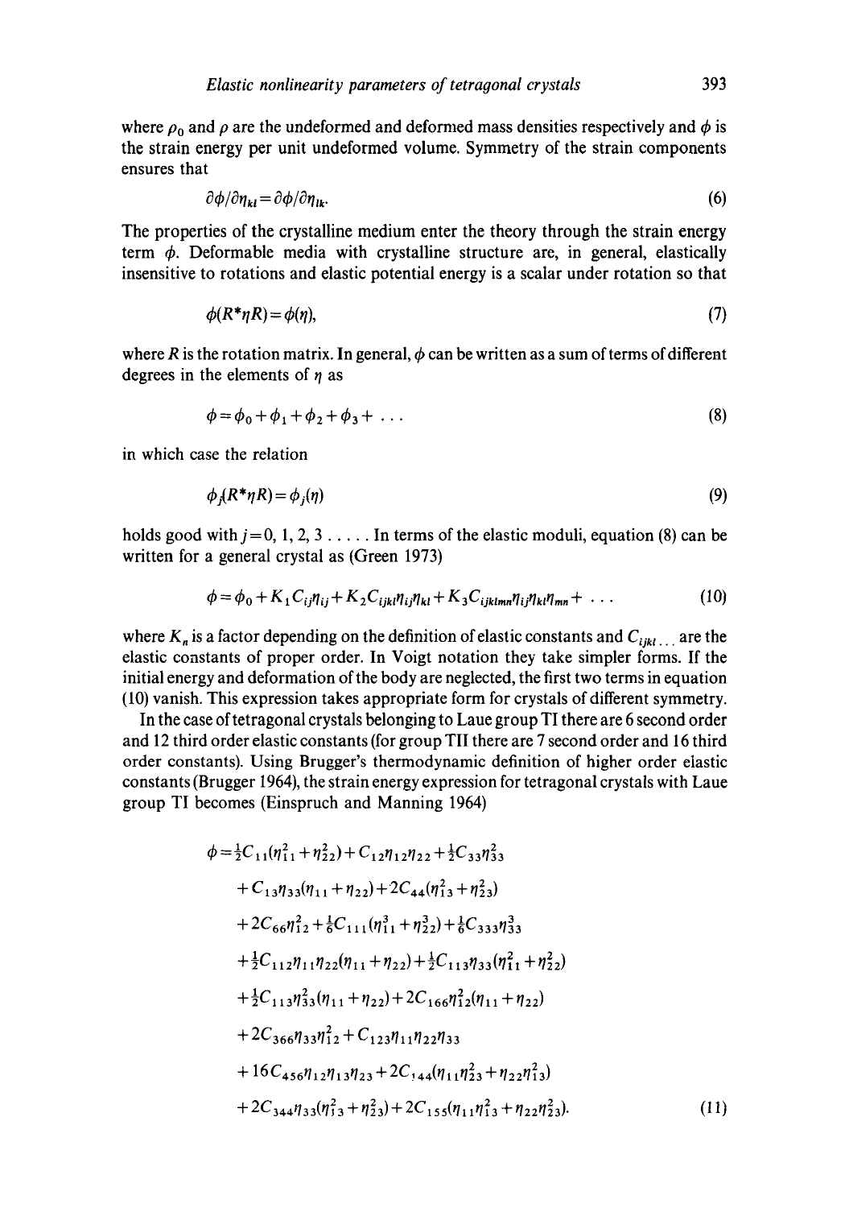where $\rho_0$ and $\rho$ are the undeformed and deformed mass densities respectively and $\phi$ is the strain energy per unit undeformed volume. Symmetry of the strain components ensures that

$$\partial\phi/\partial\eta_{kl} = \partial\phi/\partial\eta_{lk}. \tag{6}$$

The properties of the crystalline medium enter the theory through the strain energy term $\phi$. Deformable media with crystalline structure are, in general, elastically insensitive to rotations and elastic potential energy is a scalar under rotation so that

$$\phi(R^*\eta R) = \phi(\eta), \tag{7}$$

where $R$ is the rotation matrix. In general, $\phi$ can be written as a sum of terms of different degrees in the elements of $\eta$ as

$$\phi = \phi_0 + \phi_1 + \phi_2 + \phi_3 + \ldots \tag{8}$$

in which case the relation

$$\phi_j(R^*\eta R) = \phi_j(\eta) \tag{9}$$

holds good with $j = 0, 1, 2, 3 \ldots\ldots$ In terms of the elastic moduli, equation (8) can be written for a general crystal as (Green 1973)

$$\phi = \phi_0 + K_1 C_{ij}\eta_{ij} + K_2 C_{ijkl}\eta_{ij}\eta_{kl} + K_3 C_{ijklmn}\eta_{ij}\eta_{kl}\eta_{mn} + \ldots \tag{10}$$

where $K_n$ is a factor depending on the definition of elastic constants and $C_{ijkl\ldots}$ are the elastic constants of proper order. In Voigt notation they take simpler forms. If the initial energy and deformation of the body are neglected, the first two terms in equation (10) vanish. This expression takes appropriate form for crystals of different symmetry.

In the case of tetragonal crystals belonging to Laue group TI there are 6 second order and 12 third order elastic constants (for group TII there are 7 second order and 16 third order constants). Using Brugger's thermodynamic definition of higher order elastic constants (Brugger 1964), the strain energy expression for tetragonal crystals with Laue group TI becomes (Einspruch and Manning 1964)

$$\begin{aligned}
\phi = {} & \tfrac{1}{2}C_{11}(\eta_{11}^2 + \eta_{22}^2) + C_{12}\eta_{12}\eta_{22} + \tfrac{1}{2}C_{33}\eta_{33}^2 \\
& + C_{13}\eta_{33}(\eta_{11} + \eta_{22}) + 2C_{44}(\eta_{13}^2 + \eta_{23}^2) \\
& + 2C_{66}\eta_{12}^2 + \tfrac{1}{6}C_{111}(\eta_{11}^3 + \eta_{22}^3) + \tfrac{1}{6}C_{333}\eta_{33}^3 \\
& + \tfrac{1}{2}C_{112}\eta_{11}\eta_{22}(\eta_{11} + \eta_{22}) + \tfrac{1}{2}C_{113}\eta_{33}(\eta_{11}^2 + \eta_{22}^2) \\
& + \tfrac{1}{2}C_{113}\eta_{33}^2(\eta_{11} + \eta_{22}) + 2C_{166}\eta_{12}^2(\eta_{11} + \eta_{22}) \\
& + 2C_{366}\eta_{33}\eta_{12}^2 + C_{123}\eta_{11}\eta_{22}\eta_{33} \\
& + 16C_{456}\eta_{12}\eta_{13}\eta_{23} + 2C_{144}(\eta_{11}\eta_{23}^2 + \eta_{22}\eta_{13}^2) \\
& + 2C_{344}\eta_{33}(\eta_{13}^2 + \eta_{23}^2) + 2C_{155}(\eta_{11}\eta_{13}^2 + \eta_{22}\eta_{23}^2).
\end{aligned} \tag{11}$$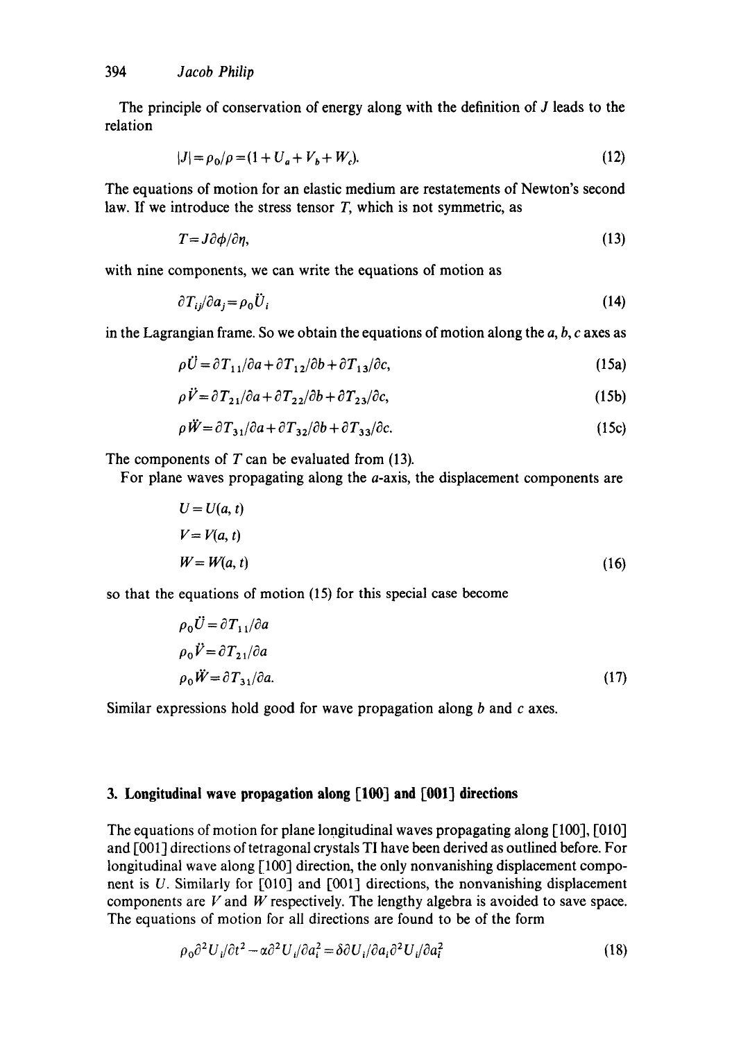The principle of conservation of energy along with the definition of $J$ leads to the relation

$$|J| = \rho_0/\rho = (1 + U_a + V_b + W_c). \tag{12}$$

The equations of motion for an elastic medium are restatements of Newton's second law. If we introduce the stress tensor $T$, which is not symmetric, as

$$T = J\partial\phi/\partial\eta, \tag{13}$$

with nine components, we can write the equations of motion as

$$\partial T_{ij}/\partial a_j = \rho_0 \ddot{U}_i \tag{14}$$

in the Lagrangian frame. So we obtain the equations of motion along the $a$, $b$, $c$ axes as

$$\rho\ddot{U} = \partial T_{11}/\partial a + \partial T_{12}/\partial b + \partial T_{13}/\partial c, \tag{15a}$$

$$\rho\ddot{V} = \partial T_{21}/\partial a + \partial T_{22}/\partial b + \partial T_{23}/\partial c, \tag{15b}$$

$$\rho\ddot{W} = \partial T_{31}/\partial a + \partial T_{32}/\partial b + \partial T_{33}/\partial c. \tag{15c}$$

The components of $T$ can be evaluated from (13).

For plane waves propagating along the $a$-axis, the displacement components are

$$\begin{aligned} U &= U(a, t) \\ V &= V(a, t) \\ W &= W(a, t) \end{aligned} \tag{16}$$

so that the equations of motion (15) for this special case become

$$\begin{aligned} \rho_0\ddot{U} &= \partial T_{11}/\partial a \\ \rho_0\ddot{V} &= \partial T_{21}/\partial a \\ \rho_0\ddot{W} &= \partial T_{31}/\partial a. \end{aligned} \tag{17}$$

Similar expressions hold good for wave propagation along $b$ and $c$ axes.

## 3. Longitudinal wave propagation along [100] and [001] directions

The equations of motion for plane longitudinal waves propagating along [100], [010] and [001] directions of tetragonal crystals TI have been derived as outlined before. For longitudinal wave along [100] direction, the only nonvanishing displacement component is $U$. Similarly for [010] and [001] directions, the nonvanishing displacement components are $V$ and $W$ respectively. The lengthy algebra is avoided to save space. The equations of motion for all directions are found to be of the form

$$\rho_0\partial^2 U_i/\partial t^2 - \alpha\partial^2 U_i/\partial a_i^2 = \delta\partial U_i/\partial a_i \partial^2 U_i/\partial a_i^2 \tag{18}$$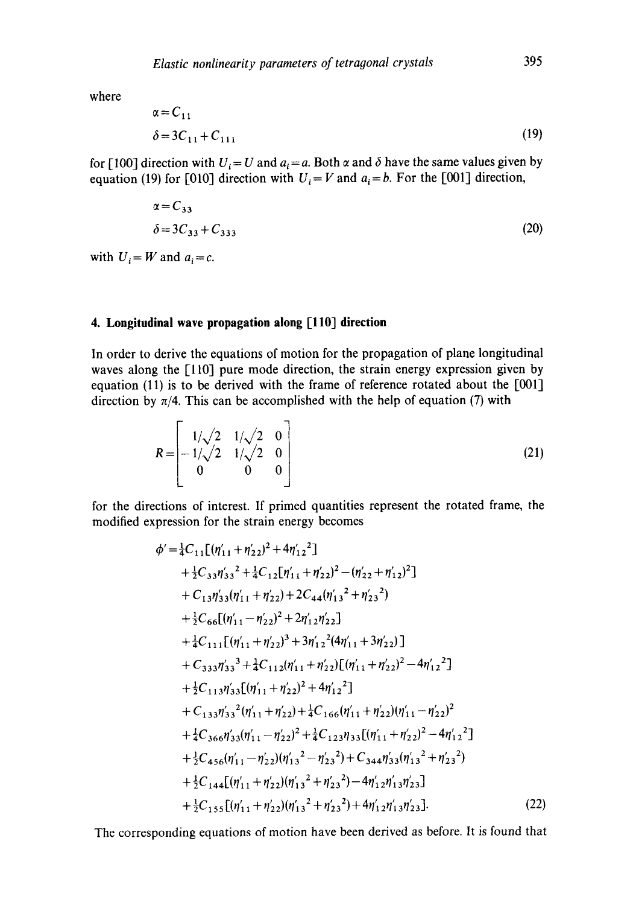where

$$\alpha = C_{11}$$

$$\delta = 3C_{11} + C_{111} \tag{19}$$

for [100] direction with $U_i = U$ and $a_i = a$. Both $\alpha$ and $\delta$ have the same values given by equation (19) for [010] direction with $U_i = V$ and $a_i = b$. For the [001] direction,

$$\alpha = C_{33}$$

$$\delta = 3C_{33} + C_{333} \tag{20}$$

with $U_i = W$ and $a_i = c$.

## 4. Longitudinal wave propagation along [110] direction

In order to derive the equations of motion for the propagation of plane longitudinal waves along the [110] pure mode direction, the strain energy expression given by equation (11) is to be derived with the frame of reference rotated about the [001] direction by $\pi/4$. This can be accomplished with the help of equation (7) with

$$R = \begin{bmatrix} 1/\sqrt{2} & 1/\sqrt{2} & 0 \\ -1/\sqrt{2} & 1/\sqrt{2} & 0 \\ 0 & 0 & 0 \end{bmatrix} \tag{21}$$

for the directions of interest. If primed quantities represent the rotated frame, the modified expression for the strain energy becomes

$$\begin{aligned}
\phi' = {} & \tfrac{1}{4}C_{11}[(\eta'_{11} + \eta'_{22})^2 + 4\eta'^{2}_{12}] \\
& + \tfrac{1}{2}C_{33}\eta'^{2}_{33} + \tfrac{1}{4}C_{12}[\eta'_{11} + \eta'_{22})^2 - (\eta'_{22} + \eta'_{12})^2] \\
& + C_{13}\eta'_{33}(\eta'_{11} + \eta'_{22}) + 2C_{44}(\eta'^{2}_{13} + \eta'^{2}_{23}) \\
& + \tfrac{1}{2}C_{66}[(\eta'_{11} - \eta'_{22})^2 + 2\eta'_{12}\eta'_{22}] \\
& + \tfrac{1}{4}C_{111}[(\eta'_{11} + \eta'_{22})^3 + 3\eta'^{2}_{12}(4\eta'_{11} + 3\eta'_{22})] \\
& + C_{333}\eta'^{3}_{33} + \tfrac{1}{4}C_{112}(\eta'_{11} + \eta'_{22})[(\eta'_{11} + \eta'_{22})^2 - 4\eta'^{2}_{12}] \\
& + \tfrac{1}{2}C_{113}\eta'_{33}[(\eta'_{11} + \eta'_{22})^2 + 4\eta'^{2}_{12}] \\
& + C_{133}\eta'^{2}_{33}(\eta'_{11} + \eta'_{22}) + \tfrac{1}{4}C_{166}(\eta'_{11} + \eta'_{22})(\eta'_{11} - \eta'_{22})^2 \\
& + \tfrac{1}{4}C_{366}\eta'_{33}(\eta'_{11} - \eta'_{22})^2 + \tfrac{1}{4}C_{123}\eta_{33}[(\eta'_{11} + \eta'_{22})^2 - 4\eta'^{2}_{12}] \\
& + \tfrac{1}{2}C_{456}(\eta'_{11} - \eta'_{22})(\eta'^{2}_{13} - \eta'^{2}_{23}) + C_{344}\eta'_{33}(\eta'^{2}_{13} + \eta'^{2}_{23}) \\
& + \tfrac{1}{2}C_{144}[(\eta'_{11} + \eta'_{22})(\eta'^{2}_{13} + \eta'^{2}_{23}) - 4\eta'_{12}\eta'_{13}\eta'_{23}] \\
& + \tfrac{1}{2}C_{155}[(\eta'_{11} + \eta'_{22})(\eta'^{2}_{13} + \eta'^{2}_{23}) + 4\eta'_{12}\eta'_{13}\eta'_{23}].
\end{aligned} \tag{22}$$

The corresponding equations of motion have been derived as before. It is found that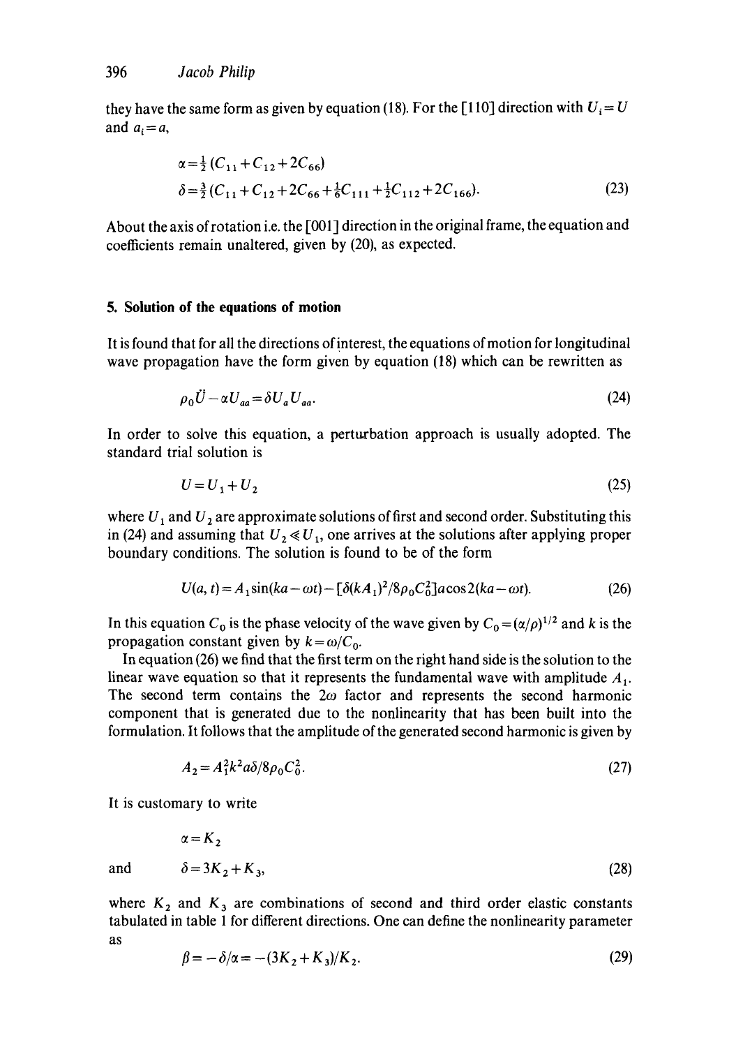they have the same form as given by equation (18). For the [110] direction with $U_i = U$ and $a_i = a$,

$$\alpha = \tfrac{1}{2}(C_{11} + C_{12} + 2C_{66})$$

$$\delta = \tfrac{3}{2}(C_{11} + C_{12} + 2C_{66} + \tfrac{1}{6}C_{111} + \tfrac{1}{2}C_{112} + 2C_{166}). \tag{23}$$

About the axis of rotation i.e. the [001] direction in the original frame, the equation and coefficients remain unaltered, given by (20), as expected.

## 5. Solution of the equations of motion

It is found that for all the directions of interest, the equations of motion for longitudinal wave propagation have the form given by equation (18) which can be rewritten as

$$\rho_0 \ddot{U} - \alpha U_{aa} = \delta U_a U_{aa}. \tag{24}$$

In order to solve this equation, a perturbation approach is usually adopted. The standard trial solution is

$$U = U_1 + U_2 \tag{25}$$

where $U_1$ and $U_2$ are approximate solutions of first and second order. Substituting this in (24) and assuming that $U_2 \ll U_1$, one arrives at the solutions after applying proper boundary conditions. The solution is found to be of the form

$$U(a, t) = A_1 \sin(ka - \omega t) - [\delta (kA_1)^2 / 8\rho_0 C_0^2] a \cos 2(ka - \omega t). \tag{26}$$

In this equation $C_0$ is the phase velocity of the wave given by $C_0 = (\alpha/\rho)^{1/2}$ and $k$ is the propagation constant given by $k = \omega/C_0$.

In equation (26) we find that the first term on the right hand side is the solution to the linear wave equation so that it represents the fundamental wave with amplitude $A_1$. The second term contains the $2\omega$ factor and represents the second harmonic component that is generated due to the nonlinearity that has been built into the formulation. It follows that the amplitude of the generated second harmonic is given by

$$A_2 = A_1^2 k^2 a \delta / 8\rho_0 C_0^2. \tag{27}$$

It is customary to write

$$\alpha = K_2$$

and

$$\delta = 3K_2 + K_3, \tag{28}$$

where $K_2$ and $K_3$ are combinations of second and third order elastic constants tabulated in table 1 for different directions. One can define the nonlinearity parameter as

$$\beta = -\delta/\alpha = -(3K_2 + K_3)/K_2. \tag{29}$$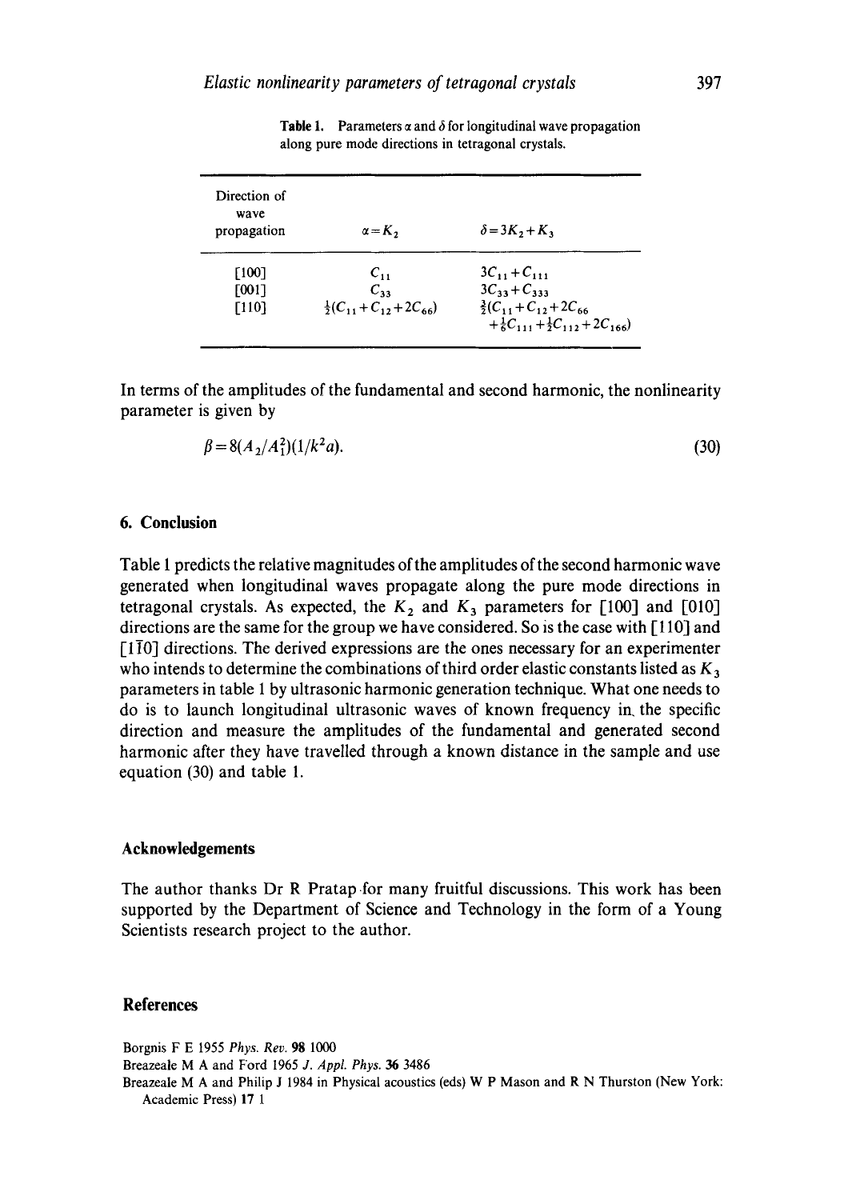Table 1. Parameters $\alpha$ and $\delta$ for longitudinal wave propagation along pure mode directions in tetragonal crystals.

| Direction of wave propagation | $\alpha = K_2$ | $\delta = 3K_2 + K_3$ |
|---|---|---|
| [100] | $C_{11}$ | $3C_{11} + C_{111}$ |
| [001] | $C_{33}$ | $3C_{33} + C_{333}$ |
| [110] | $\frac{1}{2}(C_{11} + C_{12} + 2C_{66})$ | $\frac{3}{2}(C_{11} + C_{12} + 2C_{66} + \frac{1}{6}C_{111} + \frac{1}{2}C_{112} + 2C_{166})$ |

In terms of the amplitudes of the fundamental and second harmonic, the nonlinearity parameter is given by

$$\beta = 8(A_2/A_1^2)(1/k^2 a). \tag{30}$$

## 6. Conclusion

Table 1 predicts the relative magnitudes of the amplitudes of the second harmonic wave generated when longitudinal waves propagate along the pure mode directions in tetragonal crystals. As expected, the $K_2$ and $K_3$ parameters for [100] and [010] directions are the same for the group we have considered. So is the case with [110] and [$1\bar{1}0$] directions. The derived expressions are the ones necessary for an experimenter who intends to determine the combinations of third order elastic constants listed as $K_3$ parameters in table 1 by ultrasonic harmonic generation technique. What one needs to do is to launch longitudinal ultrasonic waves of known frequency in the specific direction and measure the amplitudes of the fundamental and generated second harmonic after they have travelled through a known distance in the sample and use equation (30) and table 1.

## Acknowledgements

The author thanks Dr R Pratap for many fruitful discussions. This work has been supported by the Department of Science and Technology in the form of a Young Scientists research project to the author.

## References

Borgnis F E 1955 *Phys. Rev.* **98** 1000

Breazeale M A and Ford 1965 *J. Appl. Phys.* **36** 3486

Breazeale M A and Philip J 1984 in Physical acoustics (eds) W P Mason and R N Thurston (New York: Academic Press) **17** 1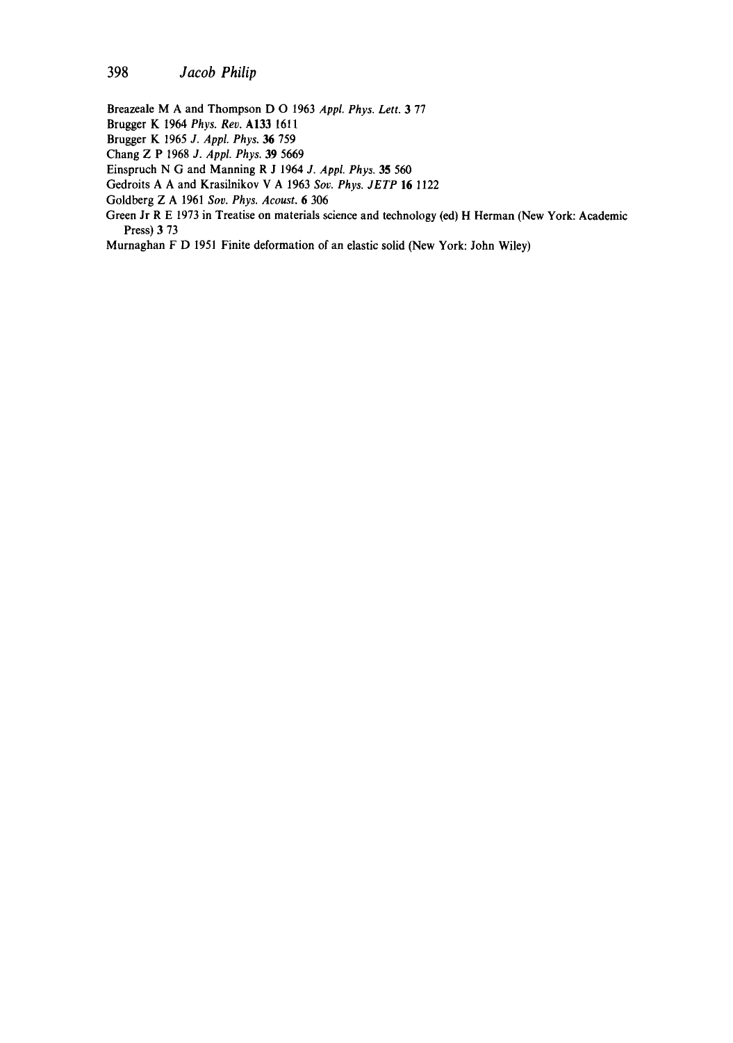Breazeale M A and Thompson D O 1963 *Appl. Phys. Lett.* **3** 77

Brugger K 1964 *Phys. Rev.* **A133** 1611

Brugger K 1965 *J. Appl. Phys.* **36** 759

Chang Z P 1968 *J. Appl. Phys.* **39** 5669

Einspruch N G and Manning R J 1964 *J. Appl. Phys.* **35** 560

Gedroits A A and Krasilnikov V A 1963 *Sov. Phys. JETP* **16** 1122

Goldberg Z A 1961 *Sov. Phys. Acoust.* **6** 306

Green Jr R E 1973 in Treatise on materials science and technology (ed) H Herman (New York: Academic Press) **3** 73

Murnaghan F D 1951 Finite deformation of an elastic solid (New York: John Wiley)